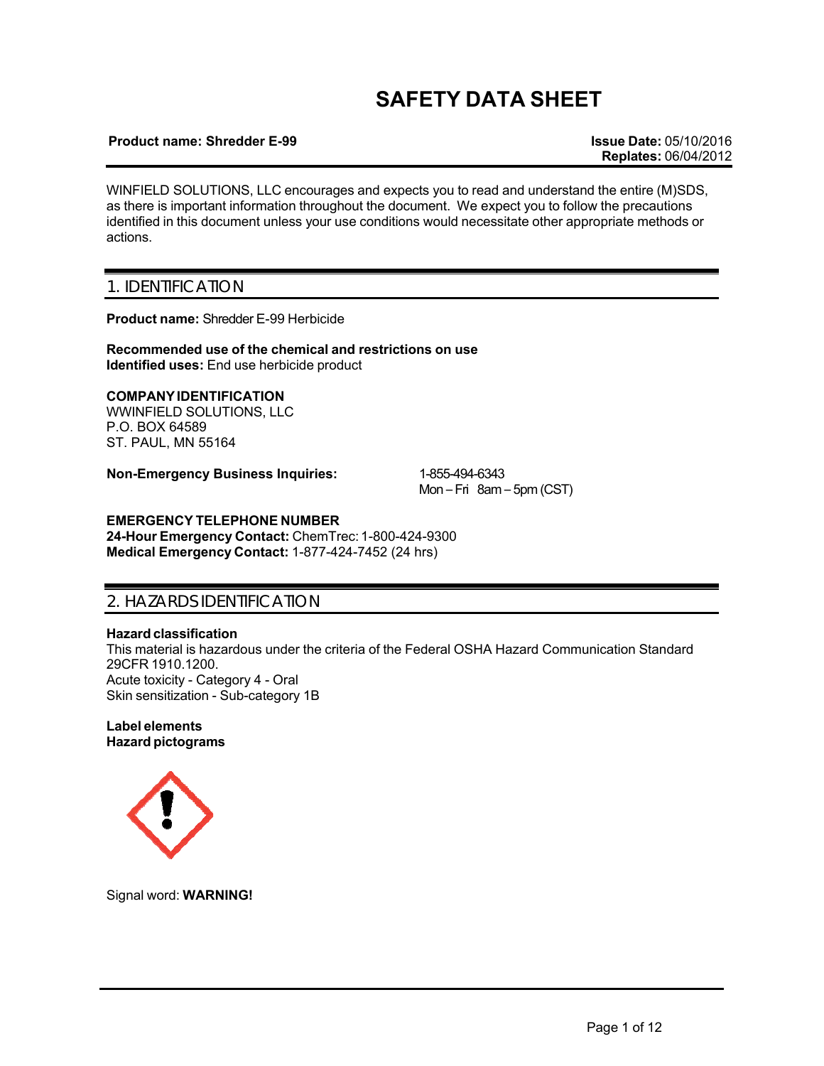# SAFETY DATA SHEET

**Product name: Shredder E-99** **Issue Date:** 05/10/2016
**Replates:** 06/04/2012

WINFIELD SOLUTIONS, LLC encourages and expects you to read and understand the entire (M)SDS, as there is important information throughout the document. We expect you to follow the precautions identified in this document unless your use conditions would necessitate other appropriate methods or actions.

## 1. IDENTIFICATION

**Product name:** Shredder E-99 Herbicide

**Recommended use of the chemical and restrictions on use**
**Identified uses:** End use herbicide product

**COMPANY IDENTIFICATION**
WWINFIELD SOLUTIONS, LLC
P.O. BOX 64589
ST. PAUL, MN 55164

**Non-Emergency Business Inquiries:** 1-855-494-6343
Mon – Fri 8am – 5pm (CST)

**EMERGENCY TELEPHONE NUMBER**
**24-Hour Emergency Contact:** ChemTrec: 1-800-424-9300
**Medical Emergency Contact:** 1-877-424-7452 (24 hrs)

## 2. HAZARDS IDENTIFICATION

**Hazard classification**
This material is hazardous under the criteria of the Federal OSHA Hazard Communication Standard 29CFR 1910.1200.
Acute toxicity - Category 4 - Oral
Skin sensitization - Sub-category 1B

**Label elements**
**Hazard pictograms**

Signal word: **WARNING!**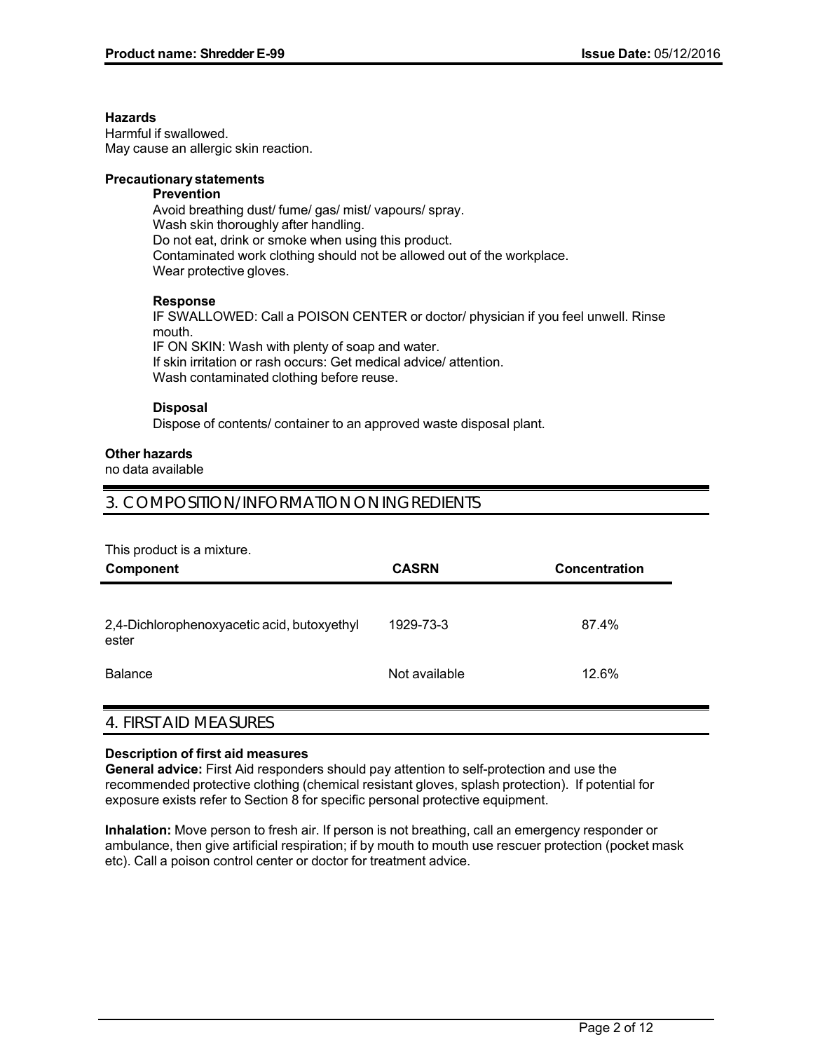**Hazards**

Harmful if swallowed.
May cause an allergic skin reaction.

**Precautionary statements**

**Prevention**

Avoid breathing dust/ fume/ gas/ mist/ vapours/ spray.
Wash skin thoroughly after handling.
Do not eat, drink or smoke when using this product.
Contaminated work clothing should not be allowed out of the workplace.
Wear protective gloves.

**Response**

IF SWALLOWED: Call a POISON CENTER or doctor/ physician if you feel unwell. Rinse mouth.
IF ON SKIN: Wash with plenty of soap and water.
If skin irritation or rash occurs: Get medical advice/ attention.
Wash contaminated clothing before reuse.

**Disposal**

Dispose of contents/ container to an approved waste disposal plant.

**Other hazards**

no data available

## 3. COMPOSITION/INFORMATION ON INGREDIENTS

This product is a mixture.

| Component | CASRN | Concentration |
|---|---|---|
| 2,4-Dichlorophenoxyacetic acid, butoxyethyl ester | 1929-73-3 | 87.4% |
| Balance | Not available | 12.6% |

## 4. FIRST AID MEASURES

**Description of first aid measures**

**General advice:** First Aid responders should pay attention to self-protection and use the recommended protective clothing (chemical resistant gloves, splash protection). If potential for exposure exists refer to Section 8 for specific personal protective equipment.

**Inhalation:** Move person to fresh air. If person is not breathing, call an emergency responder or ambulance, then give artificial respiration; if by mouth to mouth use rescuer protection (pocket mask etc). Call a poison control center or doctor for treatment advice.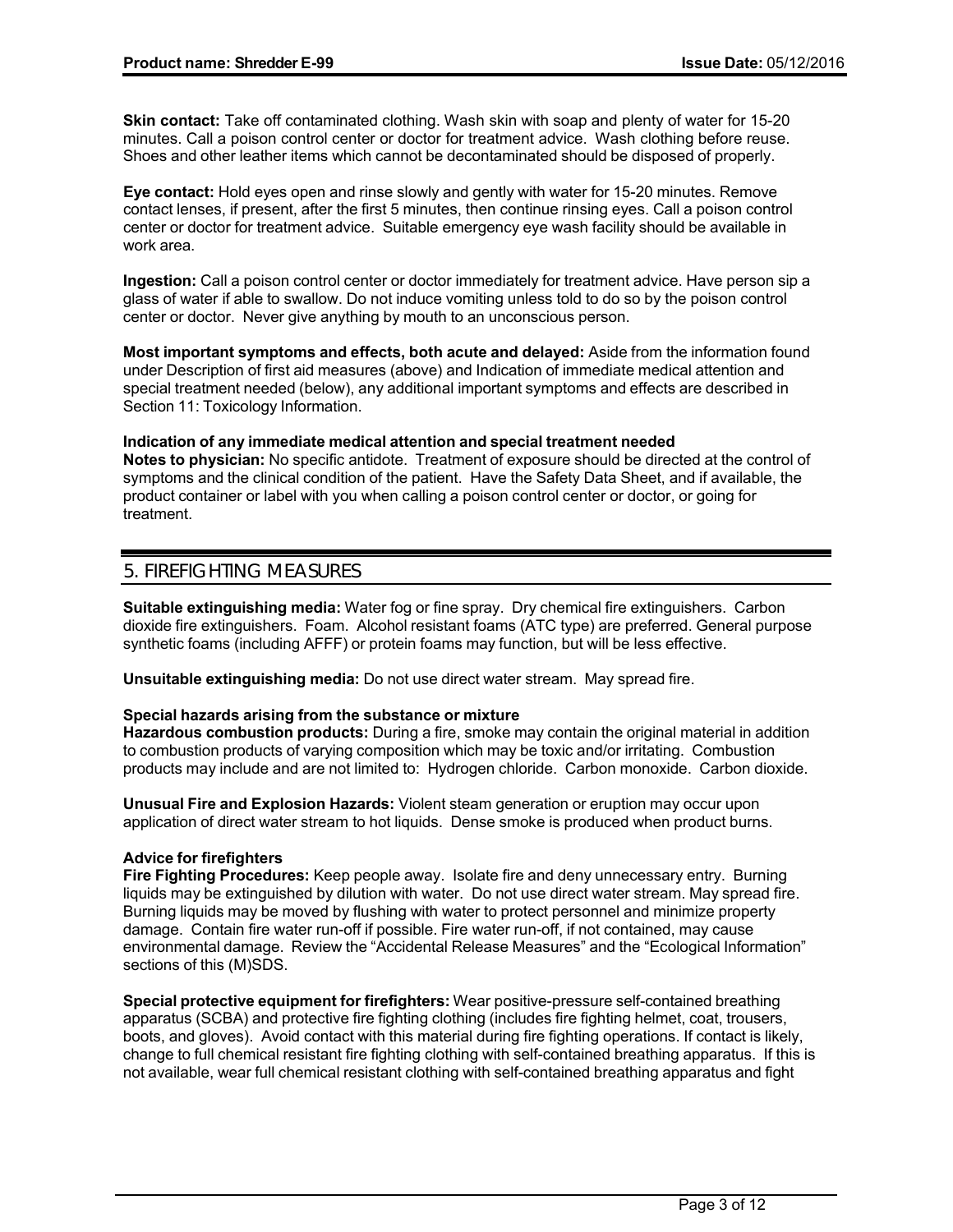**Skin contact:** Take off contaminated clothing. Wash skin with soap and plenty of water for 15-20 minutes. Call a poison control center or doctor for treatment advice. Wash clothing before reuse. Shoes and other leather items which cannot be decontaminated should be disposed of properly.

**Eye contact:** Hold eyes open and rinse slowly and gently with water for 15-20 minutes. Remove contact lenses, if present, after the first 5 minutes, then continue rinsing eyes. Call a poison control center or doctor for treatment advice. Suitable emergency eye wash facility should be available in work area.

**Ingestion:** Call a poison control center or doctor immediately for treatment advice. Have person sip a glass of water if able to swallow. Do not induce vomiting unless told to do so by the poison control center or doctor. Never give anything by mouth to an unconscious person.

**Most important symptoms and effects, both acute and delayed:** Aside from the information found under Description of first aid measures (above) and Indication of immediate medical attention and special treatment needed (below), any additional important symptoms and effects are described in Section 11: Toxicology Information.

**Indication of any immediate medical attention and special treatment needed**
**Notes to physician:** No specific antidote. Treatment of exposure should be directed at the control of symptoms and the clinical condition of the patient. Have the Safety Data Sheet, and if available, the product container or label with you when calling a poison control center or doctor, or going for treatment.

## 5. FIREFIGHTING MEASURES

**Suitable extinguishing media:** Water fog or fine spray. Dry chemical fire extinguishers. Carbon dioxide fire extinguishers. Foam. Alcohol resistant foams (ATC type) are preferred. General purpose synthetic foams (including AFFF) or protein foams may function, but will be less effective.

**Unsuitable extinguishing media:** Do not use direct water stream. May spread fire.

**Special hazards arising from the substance or mixture**
**Hazardous combustion products:** During a fire, smoke may contain the original material in addition to combustion products of varying composition which may be toxic and/or irritating. Combustion products may include and are not limited to: Hydrogen chloride. Carbon monoxide. Carbon dioxide.

**Unusual Fire and Explosion Hazards:** Violent steam generation or eruption may occur upon application of direct water stream to hot liquids. Dense smoke is produced when product burns.

**Advice for firefighters**
**Fire Fighting Procedures:** Keep people away. Isolate fire and deny unnecessary entry. Burning liquids may be extinguished by dilution with water. Do not use direct water stream. May spread fire. Burning liquids may be moved by flushing with water to protect personnel and minimize property damage. Contain fire water run-off if possible. Fire water run-off, if not contained, may cause environmental damage. Review the “Accidental Release Measures” and the “Ecological Information” sections of this (M)SDS.

**Special protective equipment for firefighters:** Wear positive-pressure self-contained breathing apparatus (SCBA) and protective fire fighting clothing (includes fire fighting helmet, coat, trousers, boots, and gloves). Avoid contact with this material during fire fighting operations. If contact is likely, change to full chemical resistant fire fighting clothing with self-contained breathing apparatus. If this is not available, wear full chemical resistant clothing with self-contained breathing apparatus and fight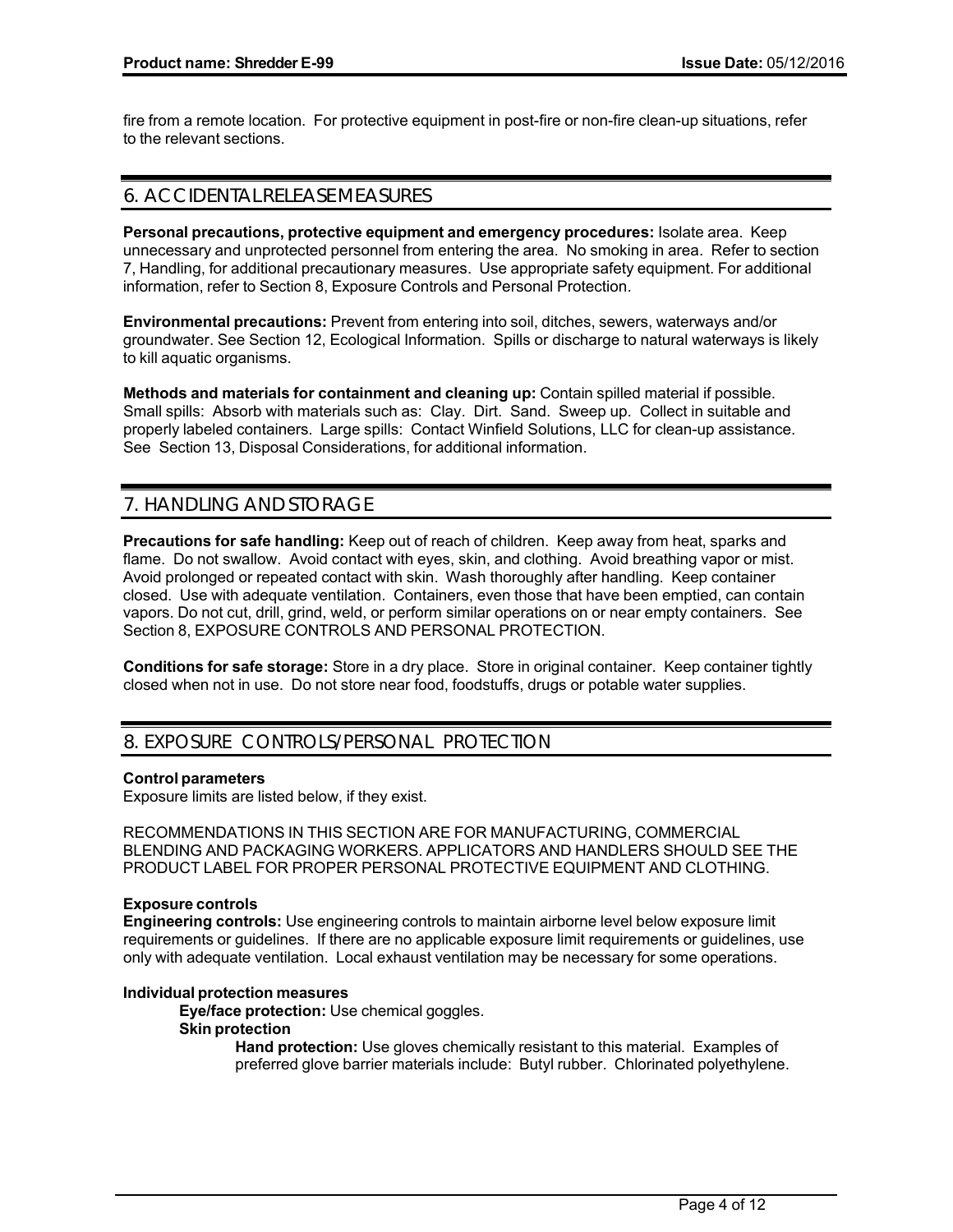fire from a remote location. For protective equipment in post-fire or non-fire clean-up situations, refer to the relevant sections.

## 6. ACCIDENTAL RELEASE MEASURES

**Personal precautions, protective equipment and emergency procedures:** Isolate area. Keep unnecessary and unprotected personnel from entering the area. No smoking in area. Refer to section 7, Handling, for additional precautionary measures. Use appropriate safety equipment. For additional information, refer to Section 8, Exposure Controls and Personal Protection.

**Environmental precautions:** Prevent from entering into soil, ditches, sewers, waterways and/or groundwater. See Section 12, Ecological Information. Spills or discharge to natural waterways is likely to kill aquatic organisms.

**Methods and materials for containment and cleaning up:** Contain spilled material if possible. Small spills: Absorb with materials such as: Clay. Dirt. Sand. Sweep up. Collect in suitable and properly labeled containers. Large spills: Contact Winfield Solutions, LLC for clean-up assistance. See Section 13, Disposal Considerations, for additional information.

## 7. HANDLING AND STORAGE

**Precautions for safe handling:** Keep out of reach of children. Keep away from heat, sparks and flame. Do not swallow. Avoid contact with eyes, skin, and clothing. Avoid breathing vapor or mist. Avoid prolonged or repeated contact with skin. Wash thoroughly after handling. Keep container closed. Use with adequate ventilation. Containers, even those that have been emptied, can contain vapors. Do not cut, drill, grind, weld, or perform similar operations on or near empty containers. See Section 8, EXPOSURE CONTROLS AND PERSONAL PROTECTION.

**Conditions for safe storage:** Store in a dry place. Store in original container. Keep container tightly closed when not in use. Do not store near food, foodstuffs, drugs or potable water supplies.

## 8. EXPOSURE CONTROLS/PERSONAL PROTECTION

**Control parameters**
Exposure limits are listed below, if they exist.

RECOMMENDATIONS IN THIS SECTION ARE FOR MANUFACTURING, COMMERCIAL BLENDING AND PACKAGING WORKERS. APPLICATORS AND HANDLERS SHOULD SEE THE PRODUCT LABEL FOR PROPER PERSONAL PROTECTIVE EQUIPMENT AND CLOTHING.

**Exposure controls**
**Engineering controls:** Use engineering controls to maintain airborne level below exposure limit requirements or guidelines. If there are no applicable exposure limit requirements or guidelines, use only with adequate ventilation. Local exhaust ventilation may be necessary for some operations.

**Individual protection measures**

**Eye/face protection:** Use chemical goggles.

**Skin protection**

**Hand protection:** Use gloves chemically resistant to this material. Examples of preferred glove barrier materials include: Butyl rubber. Chlorinated polyethylene.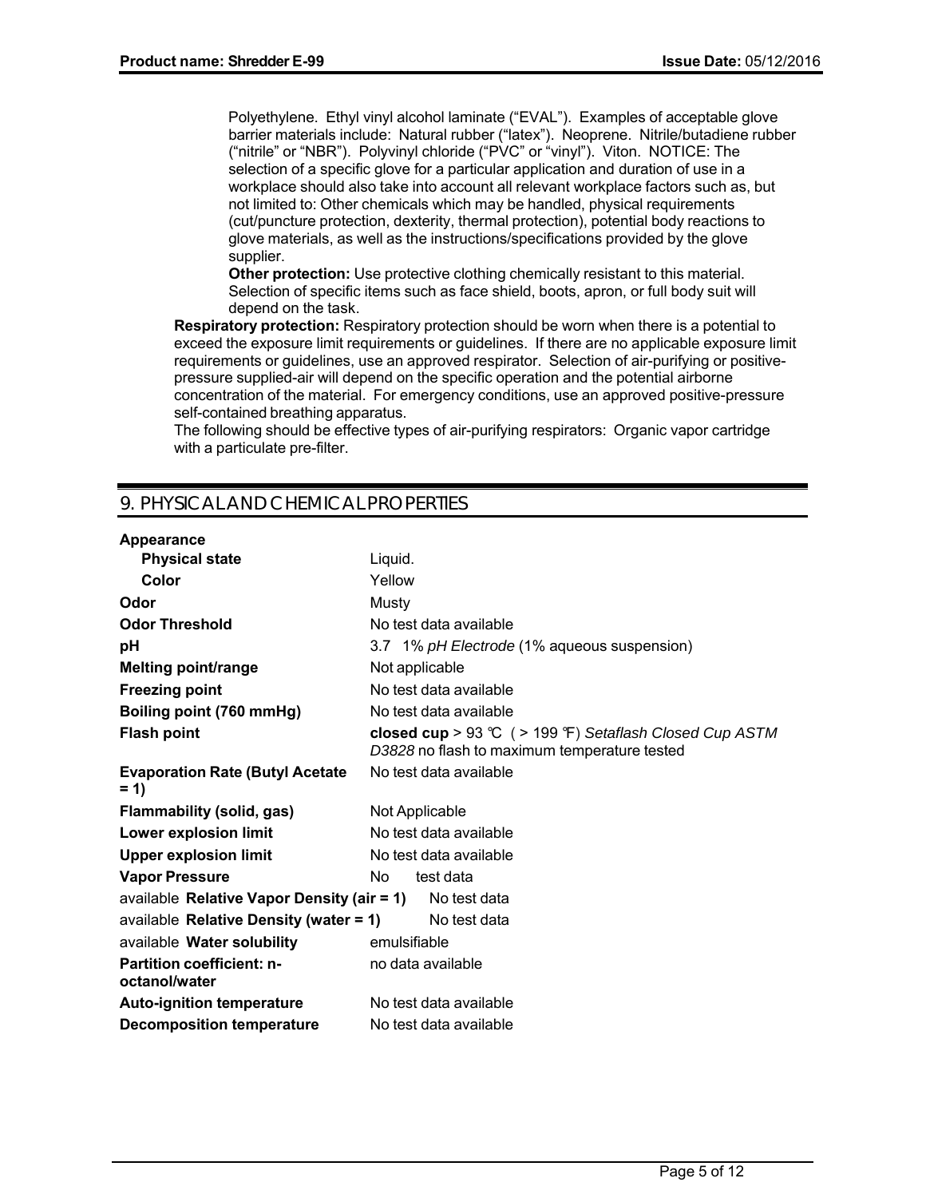Polyethylene. Ethyl vinyl alcohol laminate ("EVAL"). Examples of acceptable glove barrier materials include: Natural rubber ("latex"). Neoprene. Nitrile/butadiene rubber ("nitrile" or "NBR"). Polyvinyl chloride ("PVC" or "vinyl"). Viton. NOTICE: The selection of a specific glove for a particular application and duration of use in a workplace should also take into account all relevant workplace factors such as, but not limited to: Other chemicals which may be handled, physical requirements (cut/puncture protection, dexterity, thermal protection), potential body reactions to glove materials, as well as the instructions/specifications provided by the glove supplier.

**Other protection:** Use protective clothing chemically resistant to this material. Selection of specific items such as face shield, boots, apron, or full body suit will depend on the task.

**Respiratory protection:** Respiratory protection should be worn when there is a potential to exceed the exposure limit requirements or guidelines. If there are no applicable exposure limit requirements or guidelines, use an approved respirator. Selection of air-purifying or positive-pressure supplied-air will depend on the specific operation and the potential airborne concentration of the material. For emergency conditions, use an approved positive-pressure self-contained breathing apparatus.

The following should be effective types of air-purifying respirators: Organic vapor cartridge with a particulate pre-filter.

## 9. PHYSICAL AND CHEMICAL PROPERTIES

| | |
|---|---|
| **Appearance** | |
| **Physical state** | Liquid. |
| **Color** | Yellow |
| **Odor** | Musty |
| **Odor Threshold** | No test data available |
| **pH** | 3.7 1% *pH Electrode* (1% aqueous suspension) |
| **Melting point/range** | Not applicable |
| **Freezing point** | No test data available |
| **Boiling point (760 mmHg)** | No test data available |
| **Flash point** | **closed cup** > 93 °C ( > 199 °F) *Setaflash Closed Cup ASTM D3828* no flash to maximum temperature tested |
| **Evaporation Rate (Butyl Acetate = 1)** | No test data available |
| **Flammability (solid, gas)** | Not Applicable |
| **Lower explosion limit** | No test data available |
| **Upper explosion limit** | No test data available |
| **Vapor Pressure** | No test data available |
| **Relative Vapor Density (air = 1)** | No test data available |
| **Relative Density (water = 1)** | No test data available |
| **Water solubility** | emulsifiable |
| **Partition coefficient: n-octanol/water** | no data available |
| **Auto-ignition temperature** | No test data available |
| **Decomposition temperature** | No test data available |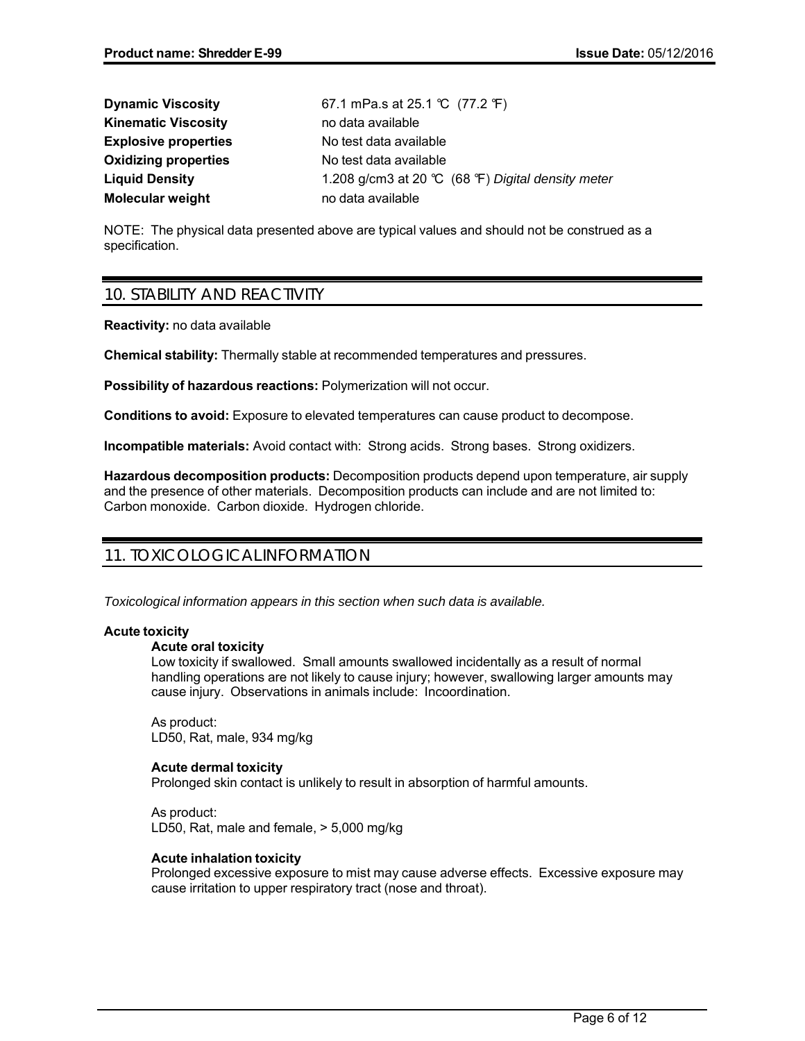| | |
|---|---|
| **Dynamic Viscosity** | 67.1 mPa.s at 25.1 °C (77.2 °F) |
| **Kinematic Viscosity** | no data available |
| **Explosive properties** | No test data available |
| **Oxidizing properties** | No test data available |
| **Liquid Density** | 1.208 g/cm3 at 20 °C (68 °F) *Digital density meter* |
| **Molecular weight** | no data available |

NOTE: The physical data presented above are typical values and should not be construed as a specification.

## 10. STABILITY AND REACTIVITY

**Reactivity:** no data available

**Chemical stability:** Thermally stable at recommended temperatures and pressures.

**Possibility of hazardous reactions:** Polymerization will not occur.

**Conditions to avoid:** Exposure to elevated temperatures can cause product to decompose.

**Incompatible materials:** Avoid contact with: Strong acids. Strong bases. Strong oxidizers.

**Hazardous decomposition products:** Decomposition products depend upon temperature, air supply and the presence of other materials. Decomposition products can include and are not limited to: Carbon monoxide. Carbon dioxide. Hydrogen chloride.

## 11. TOXICOLOGICAL INFORMATION

*Toxicological information appears in this section when such data is available.*

**Acute toxicity**

**Acute oral toxicity**

Low toxicity if swallowed. Small amounts swallowed incidentally as a result of normal handling operations are not likely to cause injury; however, swallowing larger amounts may cause injury. Observations in animals include: Incoordination.

As product:
LD50, Rat, male, 934 mg/kg

**Acute dermal toxicity**

Prolonged skin contact is unlikely to result in absorption of harmful amounts.

As product:
LD50, Rat, male and female, > 5,000 mg/kg

**Acute inhalation toxicity**

Prolonged excessive exposure to mist may cause adverse effects. Excessive exposure may cause irritation to upper respiratory tract (nose and throat).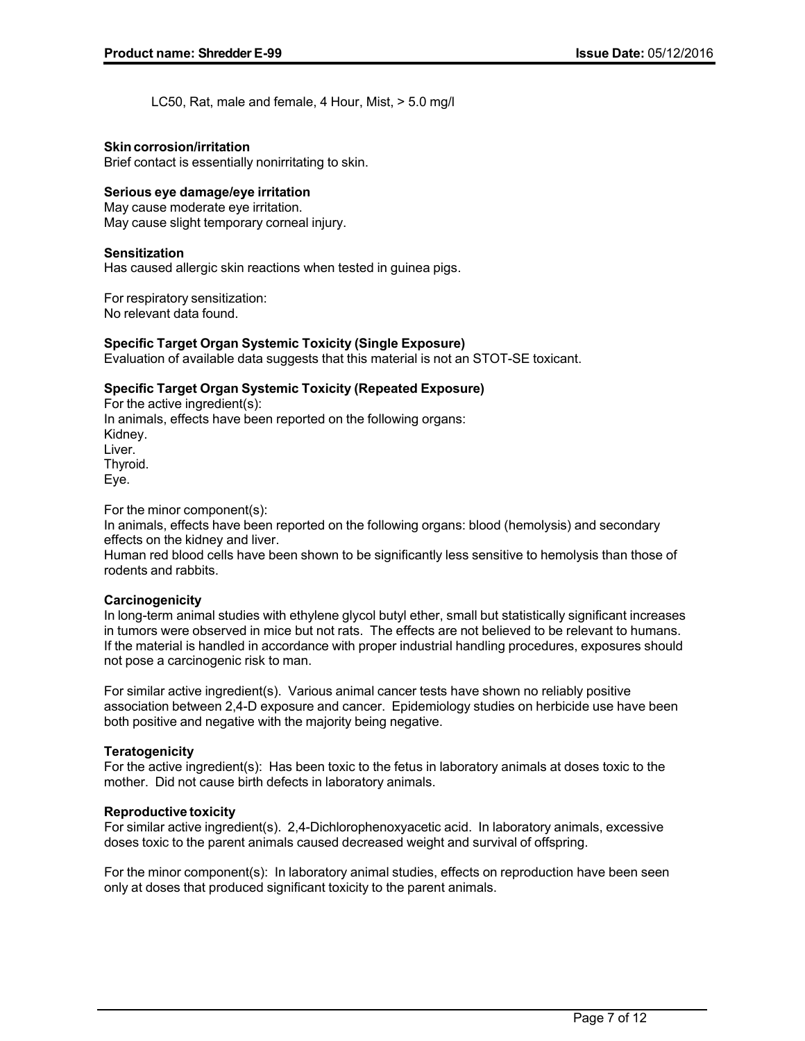LC50, Rat, male and female, 4 Hour, Mist, > 5.0 mg/l

**Skin corrosion/irritation**

Brief contact is essentially nonirritating to skin.

**Serious eye damage/eye irritation**

May cause moderate eye irritation.
May cause slight temporary corneal injury.

**Sensitization**

Has caused allergic skin reactions when tested in guinea pigs.

For respiratory sensitization:
No relevant data found.

**Specific Target Organ Systemic Toxicity (Single Exposure)**

Evaluation of available data suggests that this material is not an STOT-SE toxicant.

**Specific Target Organ Systemic Toxicity (Repeated Exposure)**

For the active ingredient(s):
In animals, effects have been reported on the following organs:
Kidney.
Liver.
Thyroid.
Eye.

For the minor component(s):
In animals, effects have been reported on the following organs: blood (hemolysis) and secondary effects on the kidney and liver.
Human red blood cells have been shown to be significantly less sensitive to hemolysis than those of rodents and rabbits.

**Carcinogenicity**

In long-term animal studies with ethylene glycol butyl ether, small but statistically significant increases in tumors were observed in mice but not rats. The effects are not believed to be relevant to humans. If the material is handled in accordance with proper industrial handling procedures, exposures should not pose a carcinogenic risk to man.

For similar active ingredient(s). Various animal cancer tests have shown no reliably positive association between 2,4-D exposure and cancer. Epidemiology studies on herbicide use have been both positive and negative with the majority being negative.

**Teratogenicity**

For the active ingredient(s): Has been toxic to the fetus in laboratory animals at doses toxic to the mother. Did not cause birth defects in laboratory animals.

**Reproductive toxicity**

For similar active ingredient(s). 2,4-Dichlorophenoxyacetic acid. In laboratory animals, excessive doses toxic to the parent animals caused decreased weight and survival of offspring.

For the minor component(s): In laboratory animal studies, effects on reproduction have been seen only at doses that produced significant toxicity to the parent animals.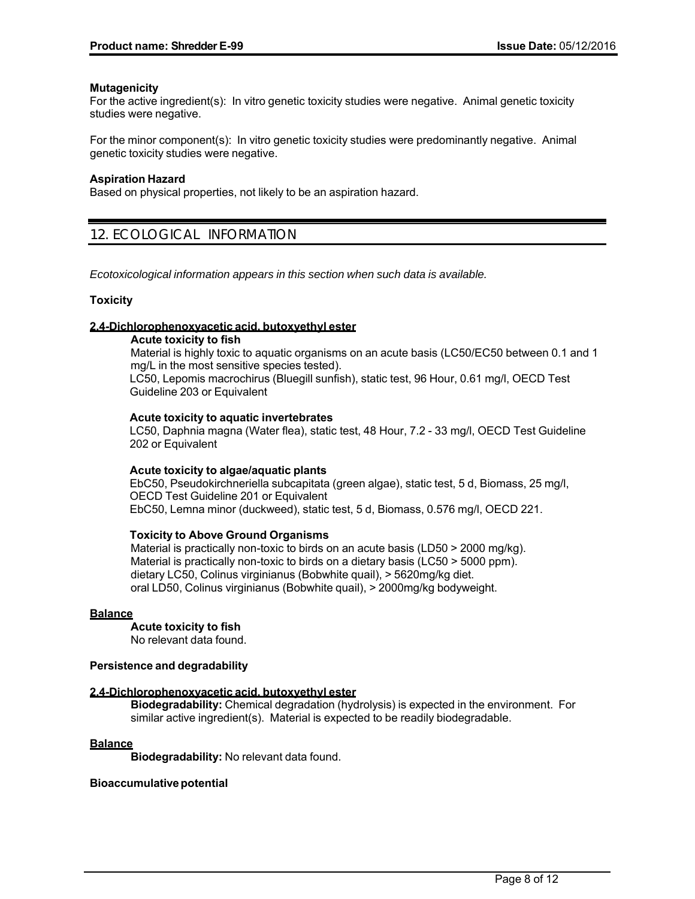**Mutagenicity**

For the active ingredient(s): In vitro genetic toxicity studies were negative. Animal genetic toxicity studies were negative.

For the minor component(s): In vitro genetic toxicity studies were predominantly negative. Animal genetic toxicity studies were negative.

**Aspiration Hazard**

Based on physical properties, not likely to be an aspiration hazard.

## 12. ECOLOGICAL INFORMATION

*Ecotoxicological information appears in this section when such data is available.*

**Toxicity**

**2,4-Dichlorophenoxyacetic acid, butoxyethyl ester**

**Acute toxicity to fish**

Material is highly toxic to aquatic organisms on an acute basis (LC50/EC50 between 0.1 and 1 mg/L in the most sensitive species tested).
LC50, Lepomis macrochirus (Bluegill sunfish), static test, 96 Hour, 0.61 mg/l, OECD Test Guideline 203 or Equivalent

**Acute toxicity to aquatic invertebrates**

LC50, Daphnia magna (Water flea), static test, 48 Hour, 7.2 - 33 mg/l, OECD Test Guideline 202 or Equivalent

**Acute toxicity to algae/aquatic plants**

EbC50, Pseudokirchneriella subcapitata (green algae), static test, 5 d, Biomass, 25 mg/l, OECD Test Guideline 201 or Equivalent
EbC50, Lemna minor (duckweed), static test, 5 d, Biomass, 0.576 mg/l, OECD 221.

**Toxicity to Above Ground Organisms**

Material is practically non-toxic to birds on an acute basis (LD50 > 2000 mg/kg).
Material is practically non-toxic to birds on a dietary basis (LC50 > 5000 ppm).
dietary LC50, Colinus virginianus (Bobwhite quail), > 5620mg/kg diet.
oral LD50, Colinus virginianus (Bobwhite quail), > 2000mg/kg bodyweight.

**Balance**

**Acute toxicity to fish**

No relevant data found.

**Persistence and degradability**

**2,4-Dichlorophenoxyacetic acid, butoxyethyl ester**

**Biodegradability:** Chemical degradation (hydrolysis) is expected in the environment. For similar active ingredient(s). Material is expected to be readily biodegradable.

**Balance**

**Biodegradability:** No relevant data found.

**Bioaccumulative potential**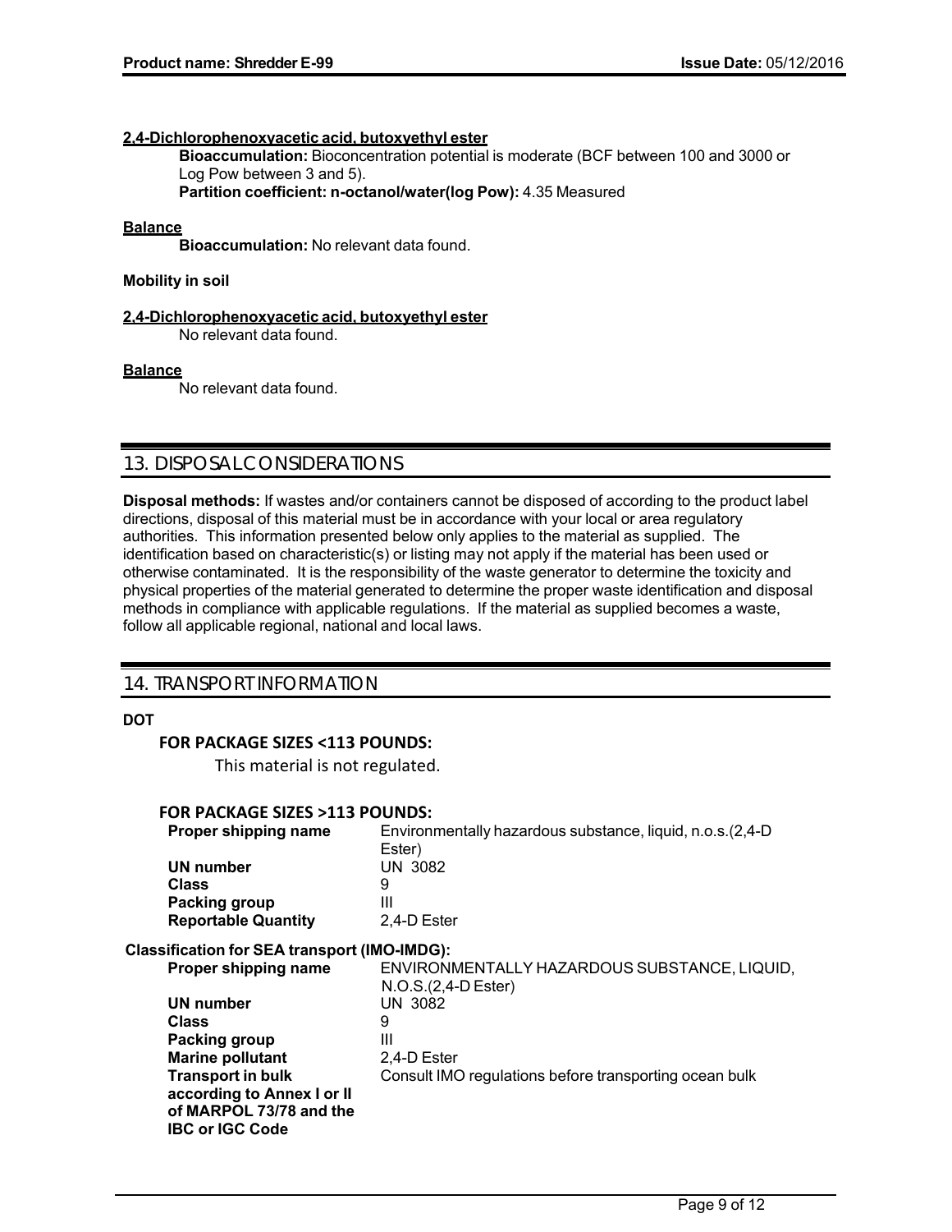**2,4-Dichlorophenoxyacetic acid, butoxyethyl ester**

**Bioaccumulation:** Bioconcentration potential is moderate (BCF between 100 and 3000 or Log Pow between 3 and 5).
**Partition coefficient: n-octanol/water(log Pow):** 4.35 Measured

**Balance**

**Bioaccumulation:** No relevant data found.

**Mobility in soil**

**2,4-Dichlorophenoxyacetic acid, butoxyethyl ester**

No relevant data found.

**Balance**

No relevant data found.

## 13. DISPOSAL CONSIDERATIONS

**Disposal methods:** If wastes and/or containers cannot be disposed of according to the product label directions, disposal of this material must be in accordance with your local or area regulatory authorities. This information presented below only applies to the material as supplied. The identification based on characteristic(s) or listing may not apply if the material has been used or otherwise contaminated. It is the responsibility of the waste generator to determine the toxicity and physical properties of the material generated to determine the proper waste identification and disposal methods in compliance with applicable regulations. If the material as supplied becomes a waste, follow all applicable regional, national and local laws.

## 14. TRANSPORT INFORMATION

**DOT**

**FOR PACKAGE SIZES <113 POUNDS:**

This material is not regulated.

**FOR PACKAGE SIZES >113 POUNDS:**

| | |
|---|---|
| **Proper shipping name** | Environmentally hazardous substance, liquid, n.o.s.(2,4-D Ester) |
| **UN number** | UN 3082 |
| **Class** | 9 |
| **Packing group** | III |
| **Reportable Quantity** | 2,4-D Ester |

**Classification for SEA transport (IMO-IMDG):**

| | |
|---|---|
| **Proper shipping name** | ENVIRONMENTALLY HAZARDOUS SUBSTANCE, LIQUID, N.O.S.(2,4-D Ester) |
| **UN number** | UN 3082 |
| **Class** | 9 |
| **Packing group** | III |
| **Marine pollutant** | 2,4-D Ester |
| **Transport in bulk according to Annex I or II of MARPOL 73/78 and the IBC or IGC Code** | Consult IMO regulations before transporting ocean bulk |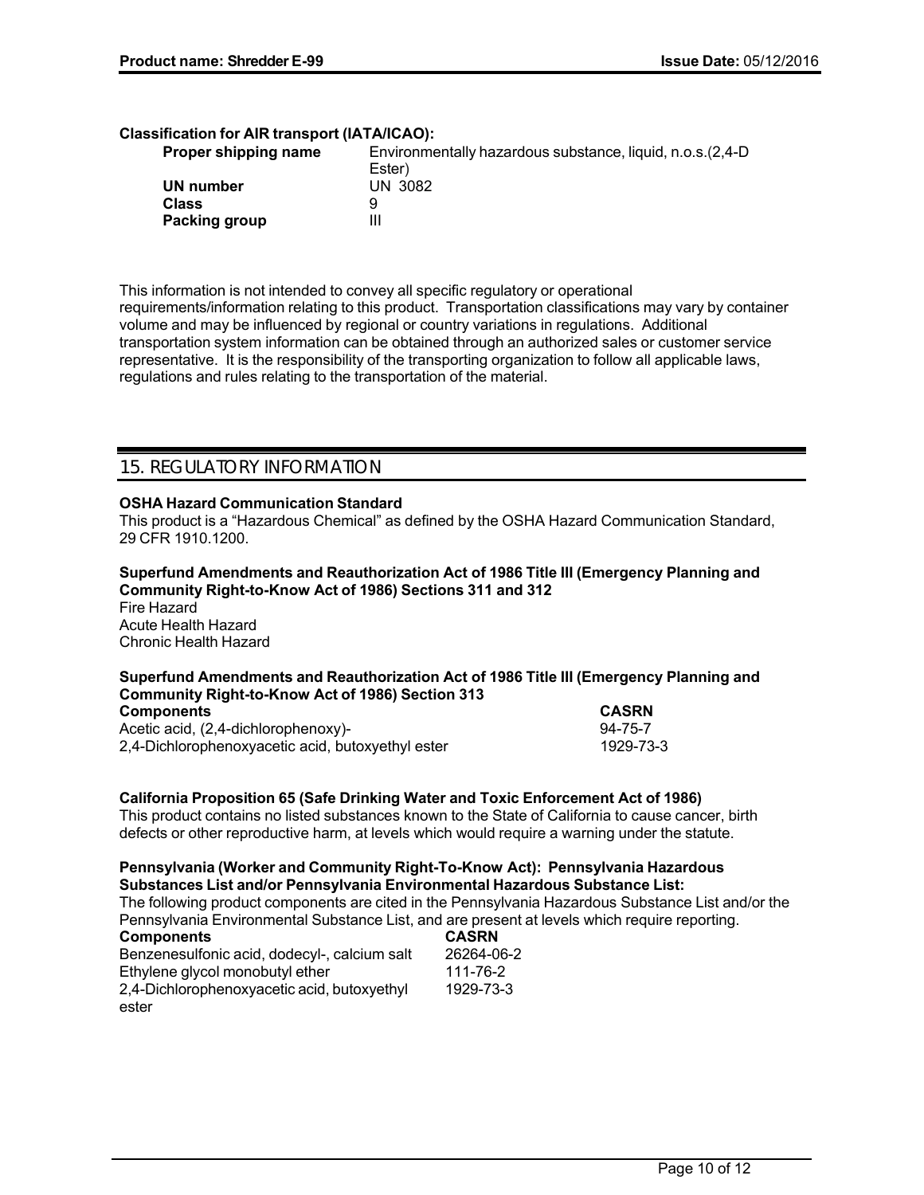**Classification for AIR transport (IATA/ICAO):**

| | |
|---|---|
| **Proper shipping name** | Environmentally hazardous substance, liquid, n.o.s.(2,4-D Ester) |
| **UN number** | UN 3082 |
| **Class** | 9 |
| **Packing group** | III |

This information is not intended to convey all specific regulatory or operational requirements/information relating to this product. Transportation classifications may vary by container volume and may be influenced by regional or country variations in regulations. Additional transportation system information can be obtained through an authorized sales or customer service representative. It is the responsibility of the transporting organization to follow all applicable laws, regulations and rules relating to the transportation of the material.

## 15. REGULATORY INFORMATION

**OSHA Hazard Communication Standard**

This product is a "Hazardous Chemical" as defined by the OSHA Hazard Communication Standard, 29 CFR 1910.1200.

**Superfund Amendments and Reauthorization Act of 1986 Title III (Emergency Planning and Community Right-to-Know Act of 1986) Sections 311 and 312**

Fire Hazard
Acute Health Hazard
Chronic Health Hazard

**Superfund Amendments and Reauthorization Act of 1986 Title III (Emergency Planning and Community Right-to-Know Act of 1986) Section 313**

| **Components** | **CASRN** |
|---|---|
| Acetic acid, (2,4-dichlorophenoxy)- | 94-75-7 |
| 2,4-Dichlorophenoxyacetic acid, butoxyethyl ester | 1929-73-3 |

**California Proposition 65 (Safe Drinking Water and Toxic Enforcement Act of 1986)**

This product contains no listed substances known to the State of California to cause cancer, birth defects or other reproductive harm, at levels which would require a warning under the statute.

**Pennsylvania (Worker and Community Right-To-Know Act): Pennsylvania Hazardous Substances List and/or Pennsylvania Environmental Hazardous Substance List:**

The following product components are cited in the Pennsylvania Hazardous Substance List and/or the Pennsylvania Environmental Substance List, and are present at levels which require reporting.

| **Components** | **CASRN** |
|---|---|
| Benzenesulfonic acid, dodecyl-, calcium salt | 26264-06-2 |
| Ethylene glycol monobutyl ether | 111-76-2 |
| 2,4-Dichlorophenoxyacetic acid, butoxyethyl ester | 1929-73-3 |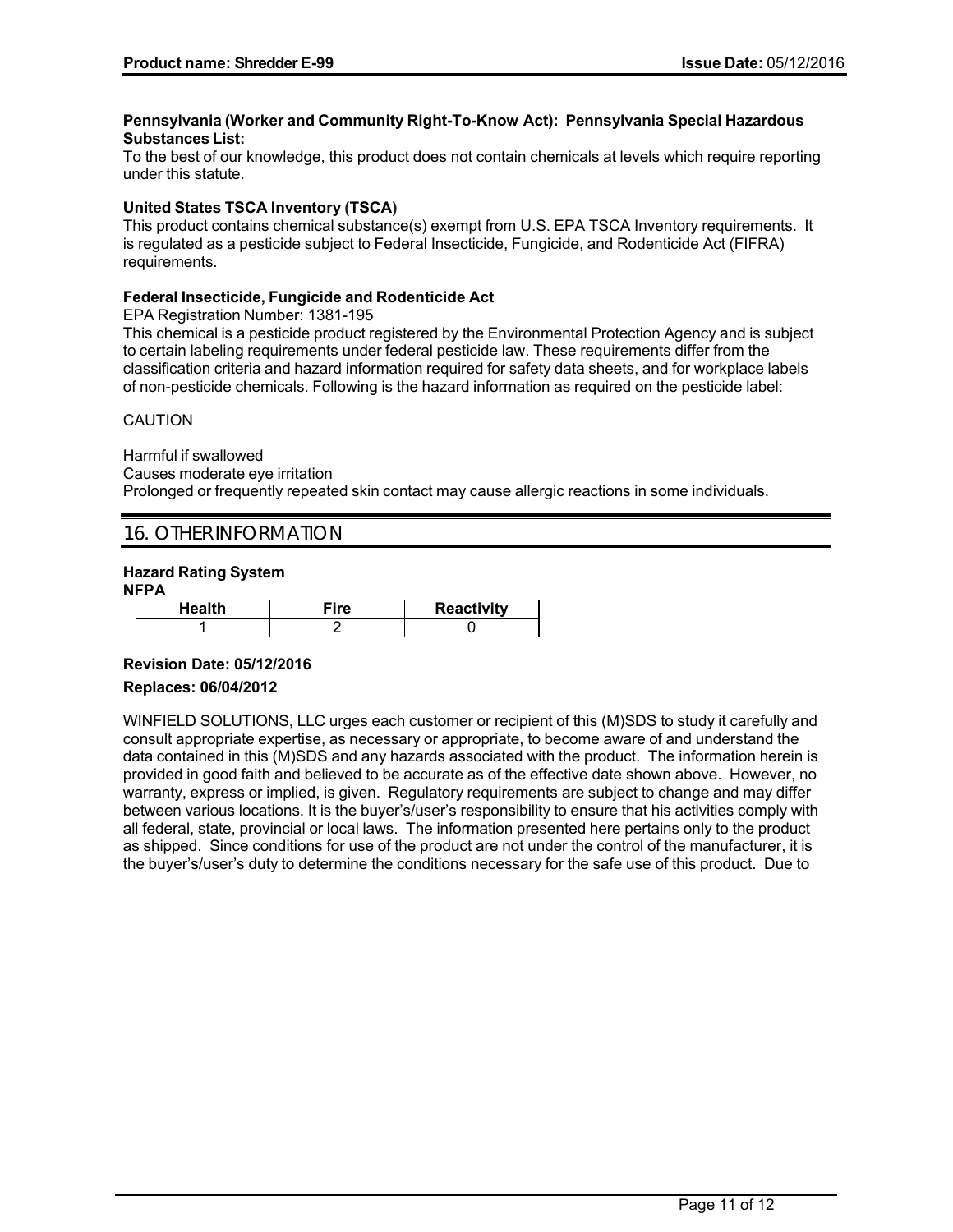**Pennsylvania (Worker and Community Right-To-Know Act): Pennsylvania Special Hazardous Substances List:**

To the best of our knowledge, this product does not contain chemicals at levels which require reporting under this statute.

**United States TSCA Inventory (TSCA)**

This product contains chemical substance(s) exempt from U.S. EPA TSCA Inventory requirements. It is regulated as a pesticide subject to Federal Insecticide, Fungicide, and Rodenticide Act (FIFRA) requirements.

**Federal Insecticide, Fungicide and Rodenticide Act**

EPA Registration Number: 1381-195

This chemical is a pesticide product registered by the Environmental Protection Agency and is subject to certain labeling requirements under federal pesticide law. These requirements differ from the classification criteria and hazard information required for safety data sheets, and for workplace labels of non-pesticide chemicals. Following is the hazard information as required on the pesticide label:

CAUTION

Harmful if swallowed
Causes moderate eye irritation
Prolonged or frequently repeated skin contact may cause allergic reactions in some individuals.

## 16. OTHER INFORMATION

**Hazard Rating System**
**NFPA**

| Health | Fire | Reactivity |
| --- | --- | --- |
| 1 | 2 | 0 |

**Revision Date: 05/12/2016**

**Replaces: 06/04/2012**

WINFIELD SOLUTIONS, LLC urges each customer or recipient of this (M)SDS to study it carefully and consult appropriate expertise, as necessary or appropriate, to become aware of and understand the data contained in this (M)SDS and any hazards associated with the product. The information herein is provided in good faith and believed to be accurate as of the effective date shown above. However, no warranty, express or implied, is given. Regulatory requirements are subject to change and may differ between various locations. It is the buyer's/user's responsibility to ensure that his activities comply with all federal, state, provincial or local laws. The information presented here pertains only to the product as shipped. Since conditions for use of the product are not under the control of the manufacturer, it is the buyer's/user's duty to determine the conditions necessary for the safe use of this product. Due to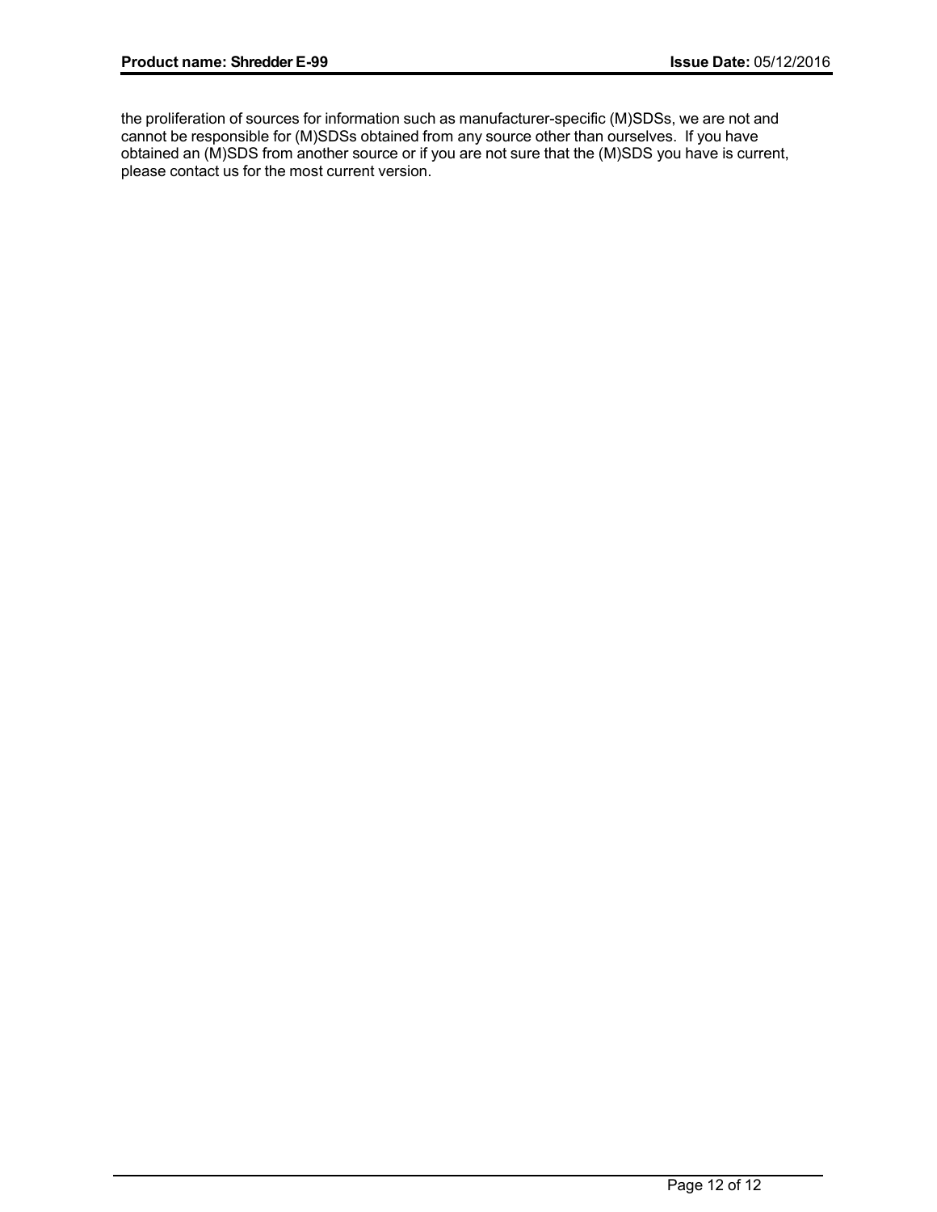the proliferation of sources for information such as manufacturer-specific (M)SDSs, we are not and cannot be responsible for (M)SDSs obtained from any source other than ourselves. If you have obtained an (M)SDS from another source or if you are not sure that the (M)SDS you have is current, please contact us for the most current version.